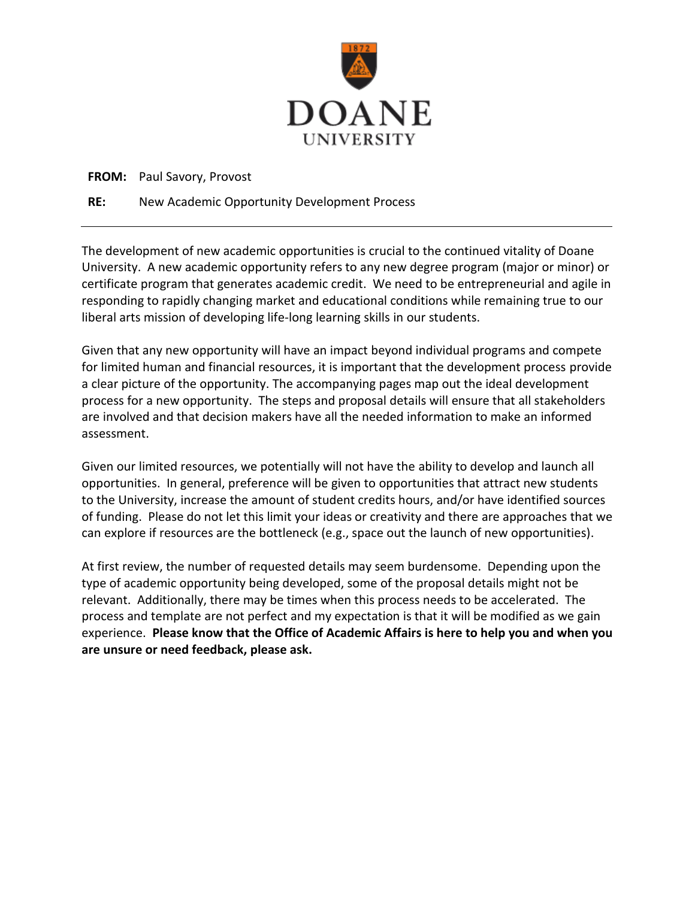DOANE UNIVERSITY

**FROM:** Paul Savory, Provost

**RE:** New Academic Opportunity Development Process

---

The development of new academic opportunities is crucial to the continued vitality of Doane University. A new academic opportunity refers to any new degree program (major or minor) or certificate program that generates academic credit. We need to be entrepreneurial and agile in responding to rapidly changing market and educational conditions while remaining true to our liberal arts mission of developing life-long learning skills in our students.

Given that any new opportunity will have an impact beyond individual programs and compete for limited human and financial resources, it is important that the development process provide a clear picture of the opportunity. The accompanying pages map out the ideal development process for a new opportunity. The steps and proposal details will ensure that all stakeholders are involved and that decision makers have all the needed information to make an informed assessment.

Given our limited resources, we potentially will not have the ability to develop and launch all opportunities. In general, preference will be given to opportunities that attract new students to the University, increase the amount of student credits hours, and/or have identified sources of funding. Please do not let this limit your ideas or creativity and there are approaches that we can explore if resources are the bottleneck (e.g., space out the launch of new opportunities).

At first review, the number of requested details may seem burdensome. Depending upon the type of academic opportunity being developed, some of the proposal details might not be relevant. Additionally, there may be times when this process needs to be accelerated. The process and template are not perfect and my expectation is that it will be modified as we gain experience. **Please know that the Office of Academic Affairs is here to help you and when you are unsure or need feedback, please ask.**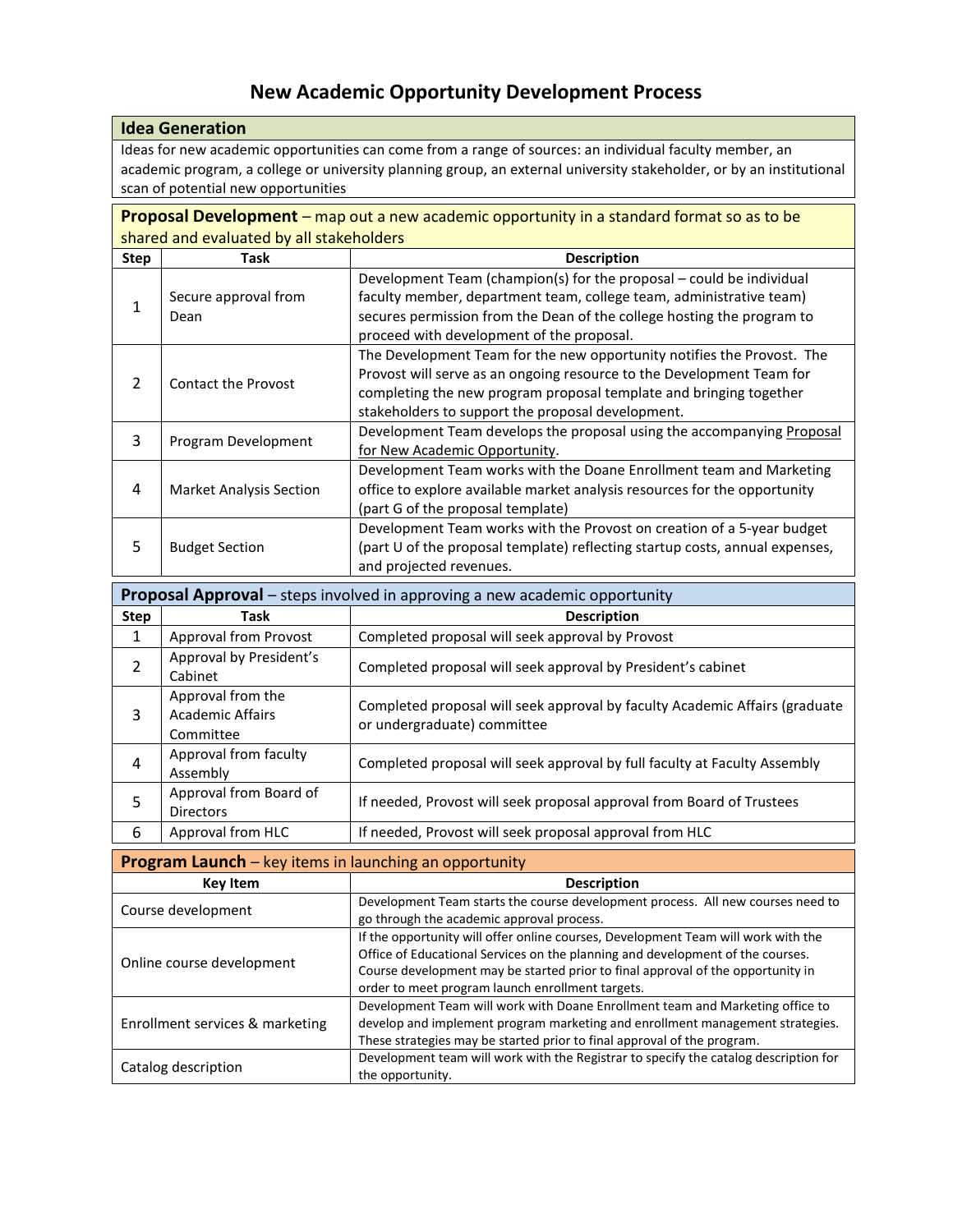# New Academic Opportunity Development Process

## Idea Generation

Ideas for new academic opportunities can come from a range of sources: an individual faculty member, an academic program, a college or university planning group, an external university stakeholder, or by an institutional scan of potential new opportunities

## Proposal Development – map out a new academic opportunity in a standard format so as to be shared and evaluated by all stakeholders

| Step | Task | Description |
|---|---|---|
| 1 | Secure approval from Dean | Development Team (champion(s) for the proposal – could be individual faculty member, department team, college team, administrative team) secures permission from the Dean of the college hosting the program to proceed with development of the proposal. |
| 2 | Contact the Provost | The Development Team for the new opportunity notifies the Provost. The Provost will serve as an ongoing resource to the Development Team for completing the new program proposal template and bringing together stakeholders to support the proposal development. |
| 3 | Program Development | Development Team develops the proposal using the accompanying Proposal for New Academic Opportunity. |
| 4 | Market Analysis Section | Development Team works with the Doane Enrollment team and Marketing office to explore available market analysis resources for the opportunity (part G of the proposal template) |
| 5 | Budget Section | Development Team works with the Provost on creation of a 5-year budget (part U of the proposal template) reflecting startup costs, annual expenses, and projected revenues. |

## Proposal Approval – steps involved in approving a new academic opportunity

| Step | Task | Description |
|---|---|---|
| 1 | Approval from Provost | Completed proposal will seek approval by Provost |
| 2 | Approval by President's Cabinet | Completed proposal will seek approval by President's cabinet |
| 3 | Approval from the Academic Affairs Committee | Completed proposal will seek approval by faculty Academic Affairs (graduate or undergraduate) committee |
| 4 | Approval from faculty Assembly | Completed proposal will seek approval by full faculty at Faculty Assembly |
| 5 | Approval from Board of Directors | If needed, Provost will seek proposal approval from Board of Trustees |
| 6 | Approval from HLC | If needed, Provost will seek proposal approval from HLC |

## Program Launch – key items in launching an opportunity

| Key Item | Description |
|---|---|
| Course development | Development Team starts the course development process. All new courses need to go through the academic approval process. |
| Online course development | If the opportunity will offer online courses, Development Team will work with the Office of Educational Services on the planning and development of the courses. Course development may be started prior to final approval of the opportunity in order to meet program launch enrollment targets. |
| Enrollment services & marketing | Development Team will work with Doane Enrollment team and Marketing office to develop and implement program marketing and enrollment management strategies. These strategies may be started prior to final approval of the program. |
| Catalog description | Development team will work with the Registrar to specify the catalog description for the opportunity. |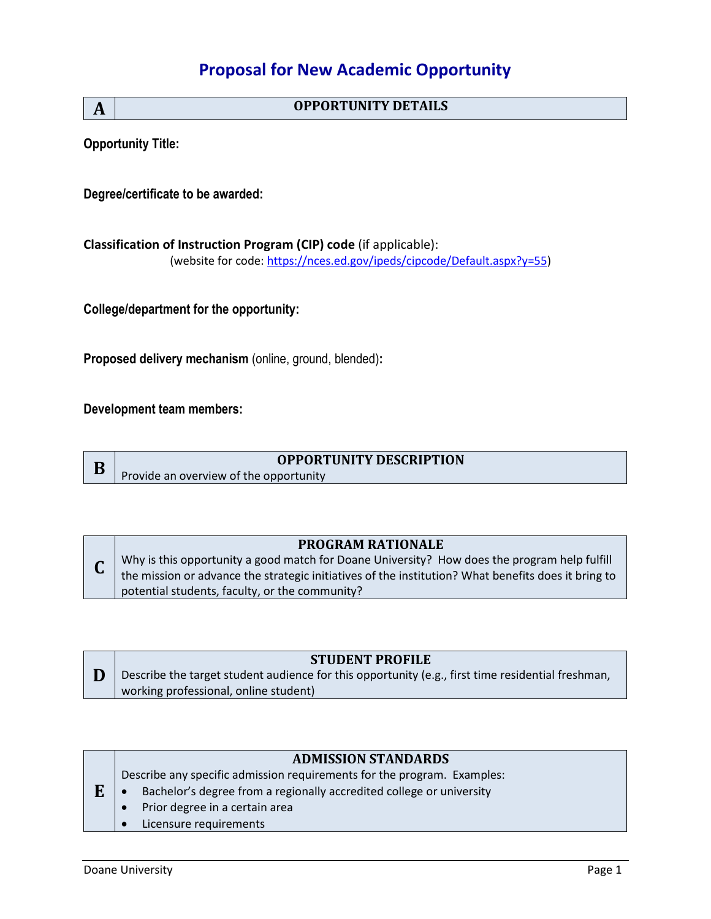# Proposal for New Academic Opportunity

| A | OPPORTUNITY DETAILS |
|---|---|

**Opportunity Title:**

**Degree/certificate to be awarded:**

**Classification of Instruction Program (CIP) code** (if applicable):
(website for code: https://nces.ed.gov/ipeds/cipcode/Default.aspx?y=55)

**College/department for the opportunity:**

**Proposed delivery mechanism** (online, ground, blended)**:**

**Development team members:**

| B | OPPORTUNITY DESCRIPTION<br>Provide an overview of the opportunity |
|---|---|

| C | PROGRAM RATIONALE<br>Why is this opportunity a good match for Doane University? How does the program help fulfill the mission or advance the strategic initiatives of the institution? What benefits does it bring to potential students, faculty, or the community? |
|---|---|

| D | STUDENT PROFILE<br>Describe the target student audience for this opportunity (e.g., first time residential freshman, working professional, online student) |
|---|---|

| E | ADMISSION STANDARDS<br>Describe any specific admission requirements for the program. Examples:<br>• Bachelor's degree from a regionally accredited college or university<br>• Prior degree in a certain area<br>• Licensure requirements |
|---|---|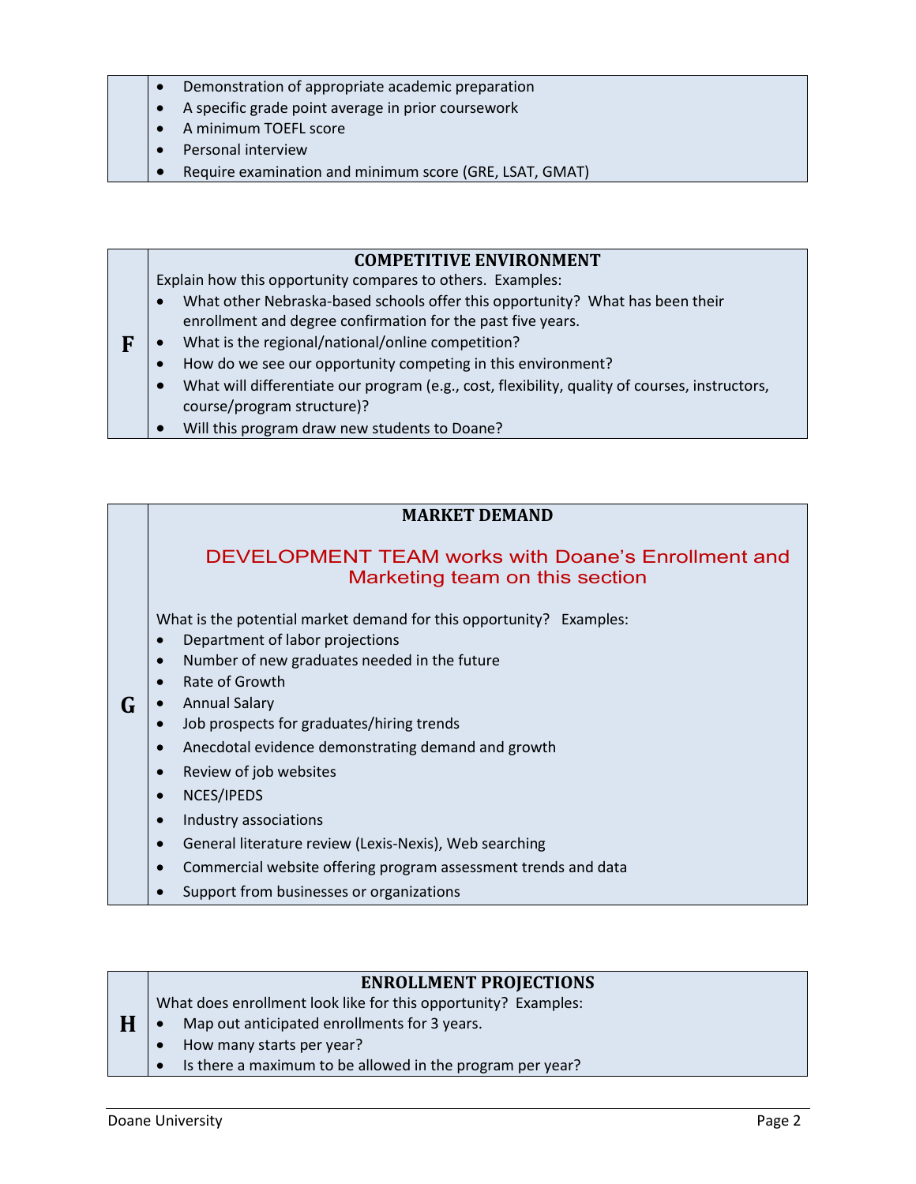- Demonstration of appropriate academic preparation
- A specific grade point average in prior coursework
- A minimum TOEFL score
- Personal interview
- Require examination and minimum score (GRE, LSAT, GMAT)

## F — COMPETITIVE ENVIRONMENT

Explain how this opportunity compares to others. Examples:

- What other Nebraska-based schools offer this opportunity? What has been their enrollment and degree confirmation for the past five years.
- What is the regional/national/online competition?
- How do we see our opportunity competing in this environment?
- What will differentiate our program (e.g., cost, flexibility, quality of courses, instructors, course/program structure)?
- Will this program draw new students to Doane?

## G — MARKET DEMAND

DEVELOPMENT TEAM works with Doane's Enrollment and Marketing team on this section

What is the potential market demand for this opportunity? Examples:

- Department of labor projections
- Number of new graduates needed in the future
- Rate of Growth
- Annual Salary
- Job prospects for graduates/hiring trends
- Anecdotal evidence demonstrating demand and growth
- Review of job websites
- NCES/IPEDS
- Industry associations
- General literature review (Lexis-Nexis), Web searching
- Commercial website offering program assessment trends and data
- Support from businesses or organizations

## H — ENROLLMENT PROJECTIONS

What does enrollment look like for this opportunity? Examples:

- Map out anticipated enrollments for 3 years.
- How many starts per year?
- Is there a maximum to be allowed in the program per year?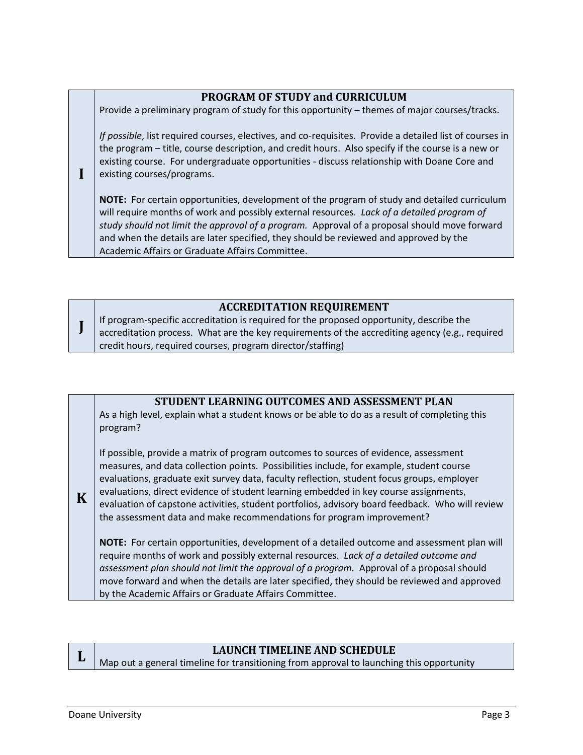## I. PROGRAM OF STUDY and CURRICULUM

Provide a preliminary program of study for this opportunity – themes of major courses/tracks.

*If possible*, list required courses, electives, and co-requisites. Provide a detailed list of courses in the program – title, course description, and credit hours. Also specify if the course is a new or existing course. For undergraduate opportunities - discuss relationship with Doane Core and existing courses/programs.

**NOTE:** For certain opportunities, development of the program of study and detailed curriculum will require months of work and possibly external resources. *Lack of a detailed program of study should not limit the approval of a program.* Approval of a proposal should move forward and when the details are later specified, they should be reviewed and approved by the Academic Affairs or Graduate Affairs Committee.

## J. ACCREDITATION REQUIREMENT

If program-specific accreditation is required for the proposed opportunity, describe the accreditation process. What are the key requirements of the accrediting agency (e.g., required credit hours, required courses, program director/staffing)

## K. STUDENT LEARNING OUTCOMES AND ASSESSMENT PLAN

As a high level, explain what a student knows or be able to do as a result of completing this program?

If possible, provide a matrix of program outcomes to sources of evidence, assessment measures, and data collection points. Possibilities include, for example, student course evaluations, graduate exit survey data, faculty reflection, student focus groups, employer evaluations, direct evidence of student learning embedded in key course assignments, evaluation of capstone activities, student portfolios, advisory board feedback. Who will review the assessment data and make recommendations for program improvement?

**NOTE:** For certain opportunities, development of a detailed outcome and assessment plan will require months of work and possibly external resources. *Lack of a detailed outcome and assessment plan should not limit the approval of a program.* Approval of a proposal should move forward and when the details are later specified, they should be reviewed and approved by the Academic Affairs or Graduate Affairs Committee.

## L. LAUNCH TIMELINE AND SCHEDULE

Map out a general timeline for transitioning from approval to launching this opportunity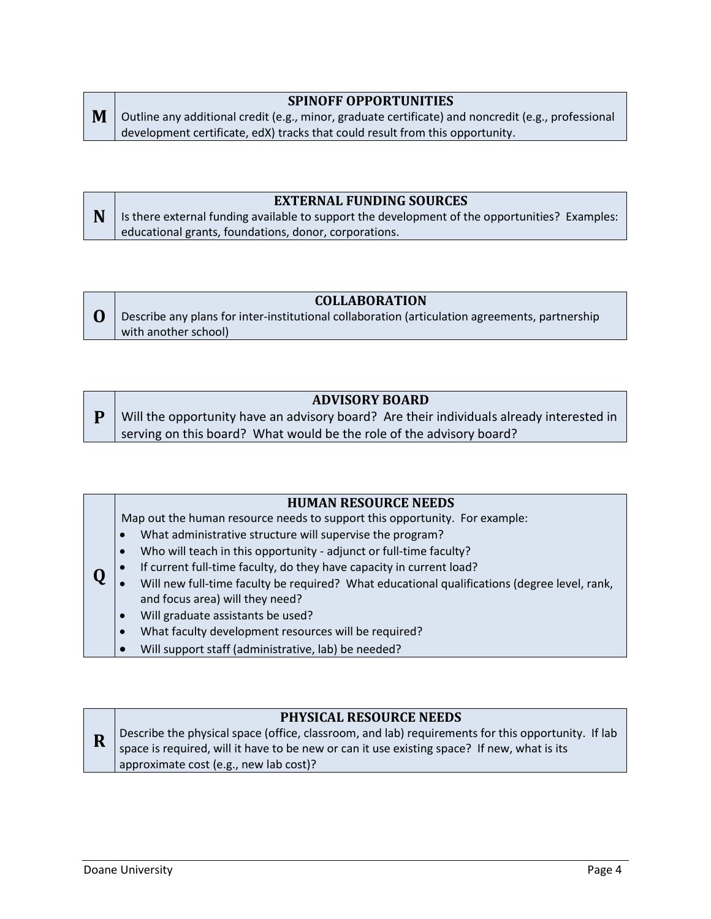| M | SPINOFF OPPORTUNITIES<br>Outline any additional credit (e.g., minor, graduate certificate) and noncredit (e.g., professional development certificate, edX) tracks that could result from this opportunity. |
|---|---|

| N | EXTERNAL FUNDING SOURCES<br>Is there external funding available to support the development of the opportunities? Examples: educational grants, foundations, donor, corporations. |
|---|---|

| O | COLLABORATION<br>Describe any plans for inter-institutional collaboration (articulation agreements, partnership with another school) |
|---|---|

| P | ADVISORY BOARD<br>Will the opportunity have an advisory board? Are their individuals already interested in serving on this board? What would be the role of the advisory board? |
|---|---|

| Q | HUMAN RESOURCE NEEDS<br>Map out the human resource needs to support this opportunity. For example:<br>• What administrative structure will supervise the program?<br>• Who will teach in this opportunity - adjunct or full-time faculty?<br>• If current full-time faculty, do they have capacity in current load?<br>• Will new full-time faculty be required? What educational qualifications (degree level, rank, and focus area) will they need?<br>• Will graduate assistants be used?<br>• What faculty development resources will be required?<br>• Will support staff (administrative, lab) be needed? |
|---|---|

| R | PHYSICAL RESOURCE NEEDS<br>Describe the physical space (office, classroom, and lab) requirements for this opportunity. If lab space is required, will it have to be new or can it use existing space? If new, what is its approximate cost (e.g., new lab cost)? |
|---|---|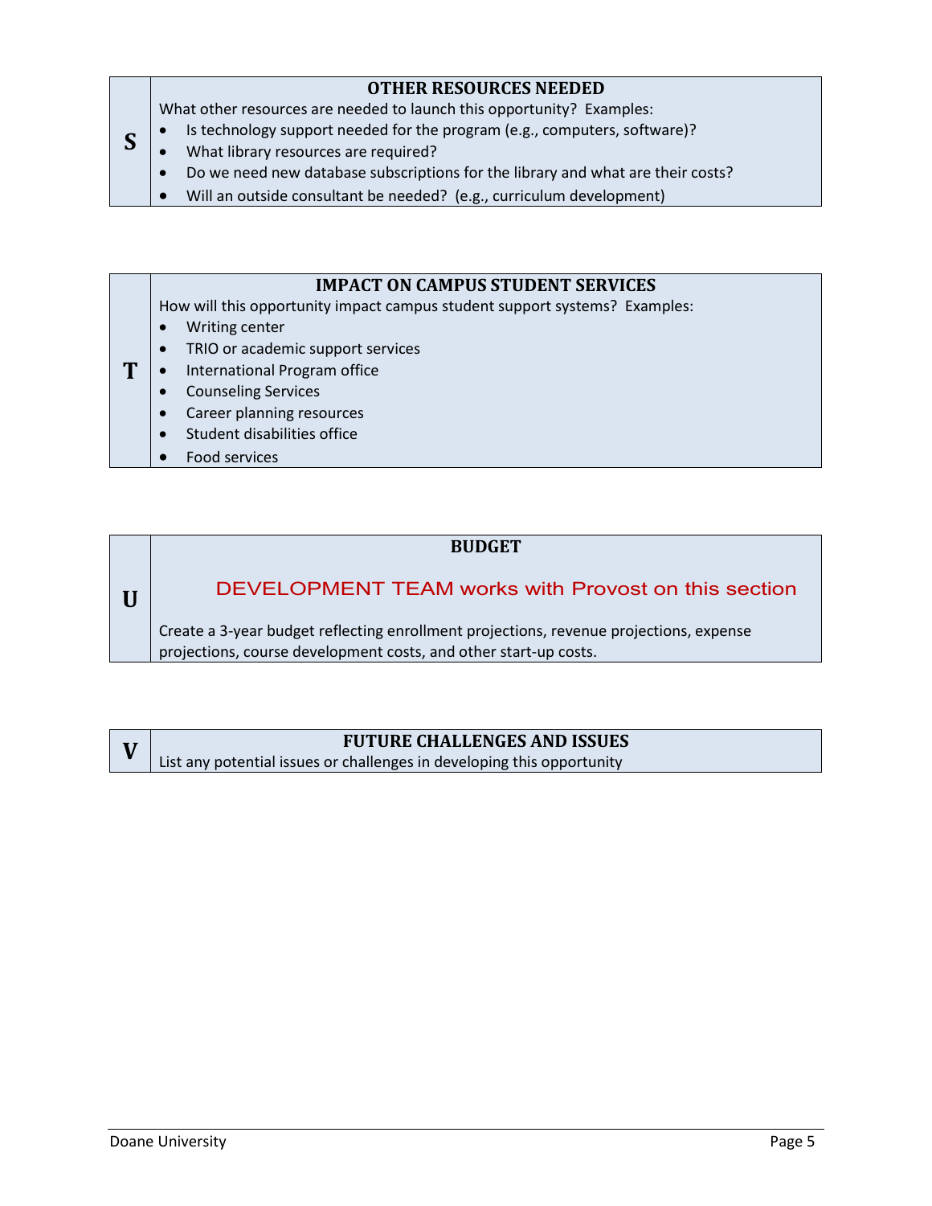| S | **OTHER RESOURCES NEEDED** |
|---|---|
| | What other resources are needed to launch this opportunity? Examples: <br>• Is technology support needed for the program (e.g., computers, software)? <br>• What library resources are required? <br>• Do we need new database subscriptions for the library and what are their costs? <br>• Will an outside consultant be needed? (e.g., curriculum development) |

| T | **IMPACT ON CAMPUS STUDENT SERVICES** |
|---|---|
| | How will this opportunity impact campus student support systems? Examples: <br>• Writing center <br>• TRIO or academic support services <br>• International Program office <br>• Counseling Services <br>• Career planning resources <br>• Student disabilities office <br>• Food services |

| U | **BUDGET** |
|---|---|
| | DEVELOPMENT TEAM works with Provost on this section <br><br>Create a 3-year budget reflecting enrollment projections, revenue projections, expense projections, course development costs, and other start-up costs. |

| V | **FUTURE CHALLENGES AND ISSUES** |
|---|---|
| | List any potential issues or challenges in developing this opportunity |